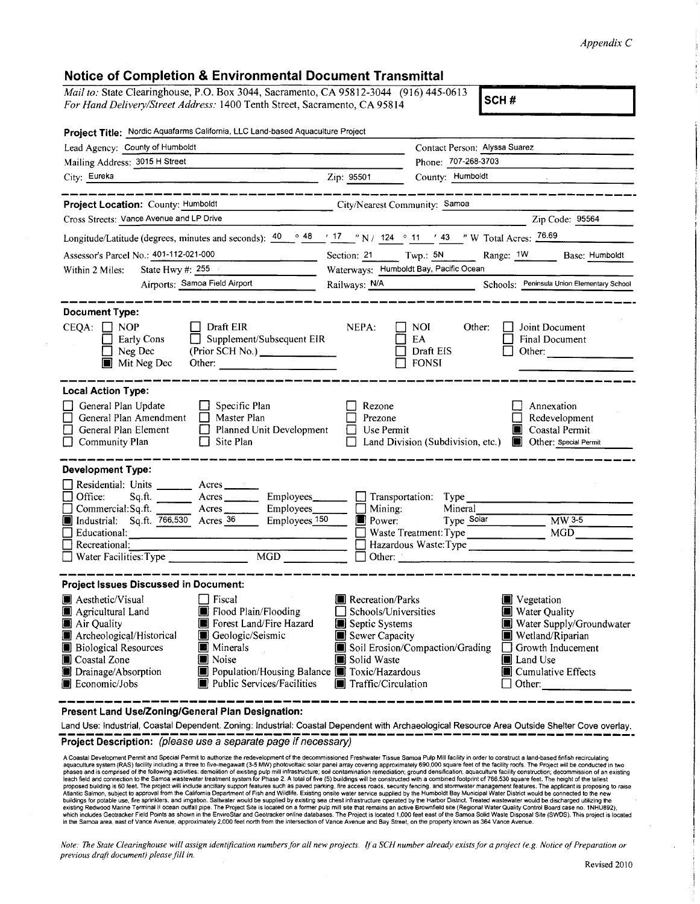*Appendix C*

## Notice of Completion & Environmental Document Transmittal

*Mail to:* State Clearinghouse, P.O. Box 3044, Sacramento, CA 95812-3044 (916) 445-0613
*For Hand Delivery/Street Address:* 1400 Tenth Street, Sacramento, CA 95814

**SCH #**

**Project Title:** Nordic Aquafarms California, LLC Land-based Aquaculture Project

Lead Agency: County of Humboldt — Contact Person: Alyssa Suarez
Mailing Address: 3015 H Street — Phone: 707-268-3703
City: Eureka — Zip: 95501 — County: Humboldt

**Project Location:** County: Humboldt — City/Nearest Community: Samoa
Cross Streets: Vance Avenue and LP Drive — Zip Code: 95564
Longitude/Latitude (degrees, minutes and seconds): 40 ° 48 ′ 17 ″ N / 124 ° 11 ′ 43 ″ W Total Acres: 76.69
Assessor's Parcel No.: 401-112-021-000 — Section: 21 Twp.: 5N Range: 1W Base: Humboldt
Within 2 Miles: State Hwy #: 255 — Waterways: Humboldt Bay, Pacific Ocean
Airports: Samoa Field Airport — Railways: N/A — Schools: Peninsula Union Elementary School

**Document Type:**

CEQA:
- [ ] NOP
- [ ] Early Cons
- [ ] Neg Dec
- [x] Mit Neg Dec
- [ ] Draft EIR
- [ ] Supplement/Subsequent EIR (Prior SCH No.) ______
- Other: ______

NEPA:
- [ ] NOI
- [ ] EA
- [ ] Draft EIS
- [ ] FONSI

Other:
- [ ] Joint Document
- [ ] Final Document
- [ ] Other: ______

**Local Action Type:**

- [ ] General Plan Update
- [ ] General Plan Amendment
- [ ] General Plan Element
- [ ] Community Plan
- [ ] Specific Plan
- [ ] Master Plan
- [ ] Planned Unit Development
- [ ] Site Plan
- [ ] Rezone
- [ ] Prezone
- [ ] Use Permit
- [ ] Land Division (Subdivision, etc.)
- [ ] Annexation
- [ ] Redevelopment
- [x] Coastal Permit
- [x] Other: Special Permit

**Development Type:**

- [ ] Residential: Units ______ Acres ______
- [ ] Office: Sq.ft. ______ Acres ______ Employees ______
- [ ] Commercial: Sq.ft. ______ Acres ______ Employees ______
- [x] Industrial: Sq.ft. 766,530 Acres 36 Employees 150
- [ ] Educational: ______
- [ ] Recreational: ______
- [ ] Water Facilities: Type ______ MGD ______
- [ ] Transportation: Type ______
- [ ] Mining: Mineral ______
- [x] Power: Type Solar MW 3-5
- [ ] Waste Treatment: Type ______ MGD ______
- [ ] Hazardous Waste: Type ______
- [ ] Other: ______

**Project Issues Discussed in Document:**

- [x] Aesthetic/Visual
- [x] Agricultural Land
- [x] Air Quality
- [x] Archeological/Historical
- [x] Biological Resources
- [x] Coastal Zone
- [x] Drainage/Absorption
- [x] Economic/Jobs
- [ ] Fiscal
- [x] Flood Plain/Flooding
- [x] Forest Land/Fire Hazard
- [x] Geologic/Seismic
- [x] Minerals
- [x] Noise
- [x] Population/Housing Balance
- [x] Public Services/Facilities
- [x] Recreation/Parks
- [ ] Schools/Universities
- [x] Septic Systems
- [x] Sewer Capacity
- [x] Soil Erosion/Compaction/Grading
- [x] Solid Waste
- [x] Toxic/Hazardous
- [x] Traffic/Circulation
- [x] Vegetation
- [x] Water Quality
- [x] Water Supply/Groundwater
- [x] Wetland/Riparian
- [ ] Growth Inducement
- [x] Land Use
- [x] Cumulative Effects
- [ ] Other: ______

**Present Land Use/Zoning/General Plan Designation:**

Land Use: Industrial, Coastal Dependent. Zoning: Industrial: Coastal Dependent with Archaeological Resource Area Outside Shelter Cove overlay.

**Project Description:** *(please use a separate page if necessary)*

A Coastal Development Permit and Special Permit to authorize the redevelopment of the decommissioned Freshwater Tissue Samoa Pulp Mill facility in order to construct a land-based finfish recirculating aquaculture system (RAS) facility including a three to five-megawatt (3-5 MW) photovoltaic solar panel array covering approximately 690,000 square feet of the facility roofs. The Project will be conducted in two phases and is comprised of the following activities: demolition of existing pulp mill infrastructure; soil contamination remediation; ground densification; aquaculture facility construction; decommission of an existing leach field and connection to the Samoa wastewater treatment system for Phase 2. A total of five (5) buildings will be constructed with a combined footprint of 766,530 square feet. The height of the tallest proposed building is 60 feet. The project will include ancillary support features such as paved parking, fire access roads, security fencing, and stormwater management features. The applicant is proposing to raise Atlantic Salmon, subject to approval from the California Department of Fish and Wildlife. Existing onsite water service supplied by the Humboldt Bay Municipal Water District would be connected to the new buildings for potable use, fire sprinklers, and irrigation. Saltwater would be supplied by existing sea chest infrastructure operated by the Harbor District. Treated wastewater would be discharged utilizing the existing Redwood Marine Terminal II ocean outfall pipe. The Project Site is located on a former pulp mill site that remains an active Brownfield site (Regional Water Quality Control Board case no. 1NHU892), which includes Geotracker Field Points as shown in the EnviroStar and Geotracker online databases. The Project is located 1,000 feet east of the Samoa Solid Waste Disposal Site (SWDS). This project is located in the Samoa area, east of Vance Avenue, approximately 2,000 feet north from the intersection of Vance Avenue and Bay Street, on the property known as 364 Vance Avenue.

*Note: The State Clearinghouse will assign identification numbers for all new projects. If a SCH number already exists for a project (e.g. Notice of Preparation or previous draft document) please fill in.*

Revised 2010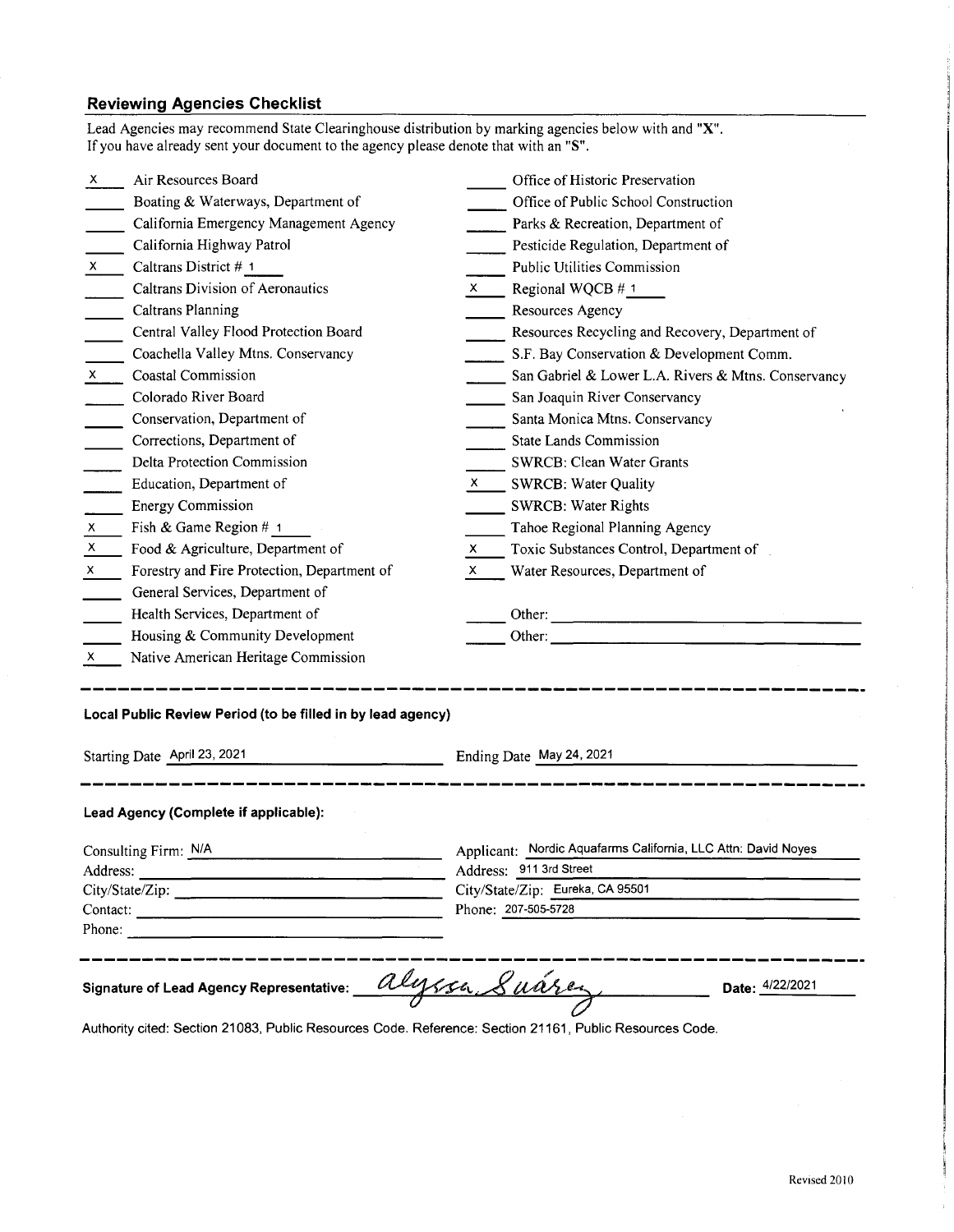## Reviewing Agencies Checklist

Lead Agencies may recommend State Clearinghouse distribution by marking agencies below with and "X".
If you have already sent your document to the agency please denote that with an "S".

X Air Resources Board
___ Boating & Waterways, Department of
___ California Emergency Management Agency
___ California Highway Patrol
X Caltrans District # 1
___ Caltrans Division of Aeronautics
___ Caltrans Planning
___ Central Valley Flood Protection Board
___ Coachella Valley Mtns. Conservancy
X Coastal Commission
___ Colorado River Board
___ Conservation, Department of
___ Corrections, Department of
___ Delta Protection Commission
___ Education, Department of
___ Energy Commission
X Fish & Game Region # 1
X Food & Agriculture, Department of
X Forestry and Fire Protection, Department of
___ General Services, Department of
___ Health Services, Department of
___ Housing & Community Development
X Native American Heritage Commission
___ Office of Historic Preservation
___ Office of Public School Construction
___ Parks & Recreation, Department of
___ Pesticide Regulation, Department of
___ Public Utilities Commission
X Regional WQCB # 1
___ Resources Agency
___ Resources Recycling and Recovery, Department of
___ S.F. Bay Conservation & Development Comm.
___ San Gabriel & Lower L.A. Rivers & Mtns. Conservancy
___ San Joaquin River Conservancy
___ Santa Monica Mtns. Conservancy
___ State Lands Commission
___ SWRCB: Clean Water Grants
X SWRCB: Water Quality
___ SWRCB: Water Rights
___ Tahoe Regional Planning Agency
X Toxic Substances Control, Department of
X Water Resources, Department of
___ Other: ___
___ Other: ___

---

**Local Public Review Period (to be filled in by lead agency)**

Starting Date April 23, 2021 Ending Date May 24, 2021

---

**Lead Agency (Complete if applicable):**

Consulting Firm: N/A
Address:
City/State/Zip:
Contact:
Phone:

Applicant: Nordic Aquafarms California, LLC Attn: David Noyes
Address: 911 3rd Street
City/State/Zip: Eureka, CA 95501
Phone: 207-505-5728

---

**Signature of Lead Agency Representative:** Alyssa Suárez **Date:** 4/22/2021

Authority cited: Section 21083, Public Resources Code. Reference: Section 21161, Public Resources Code.

Revised 2010